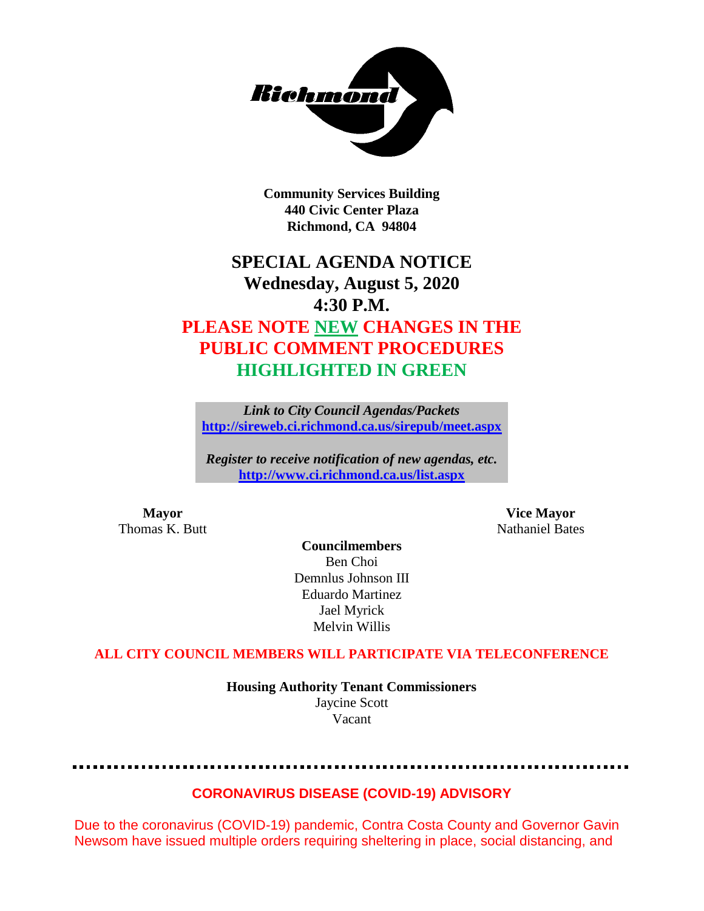Community Services Building
440 Civic Center Plaza
Richmond, CA 94804

# SPECIAL AGENDA NOTICE
## Wednesday, August 5, 2020
## 4:30 P.M.
## PLEASE NOTE NEW CHANGES IN THE PUBLIC COMMENT PROCEDURES HIGHLIGHTED IN GREEN

*Link to City Council Agendas/Packets*
http://sireweb.ci.richmond.ca.us/sirepub/meet.aspx

*Register to receive notification of new agendas, etc.*
http://www.ci.richmond.ca.us/list.aspx

**Mayor**
Thomas K. Butt

**Vice Mayor**
Nathaniel Bates

**Councilmembers**
Ben Choi
Demnlus Johnson III
Eduardo Martinez
Jael Myrick
Melvin Willis

**ALL CITY COUNCIL MEMBERS WILL PARTICIPATE VIA TELECONFERENCE**

**Housing Authority Tenant Commissioners**
Jaycine Scott
Vacant

---

**CORONAVIRUS DISEASE (COVID-19) ADVISORY**

Due to the coronavirus (COVID-19) pandemic, Contra Costa County and Governor Gavin Newsom have issued multiple orders requiring sheltering in place, social distancing, and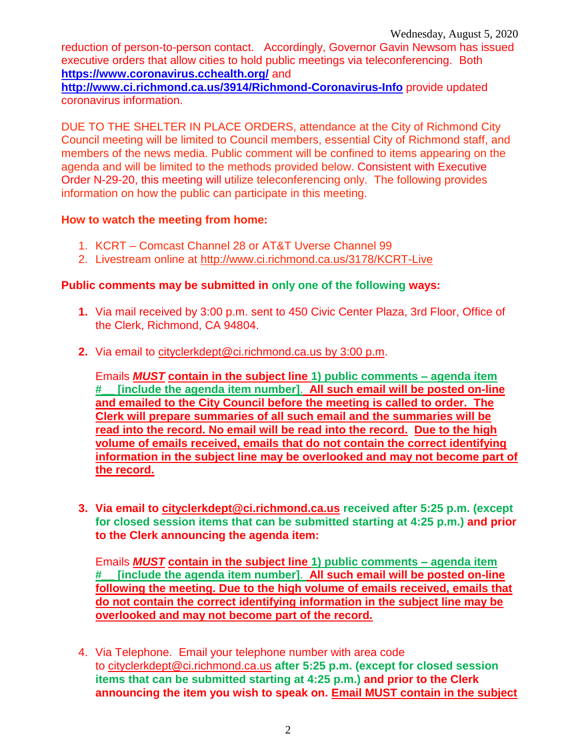reduction of person-to-person contact. Accordingly, Governor Gavin Newsom has issued executive orders that allow cities to hold public meetings via teleconferencing. Both **https://www.coronavirus.cchealth.org/** and **http://www.ci.richmond.ca.us/3914/Richmond-Coronavirus-Info** provide updated coronavirus information.

DUE TO THE SHELTER IN PLACE ORDERS, attendance at the City of Richmond City Council meeting will be limited to Council members, essential City of Richmond staff, and members of the news media. Public comment will be confined to items appearing on the agenda and will be limited to the methods provided below. Consistent with Executive Order N-29-20, this meeting will utilize teleconferencing only. The following provides information on how the public can participate in this meeting.

**How to watch the meeting from home:**

1. KCRT – Comcast Channel 28 or AT&T Uverse Channel 99
2. Livestream online at http://www.ci.richmond.ca.us/3178/KCRT-Live

**Public comments may be submitted in only one of the following ways:**

1. Via mail received by 3:00 p.m. sent to 450 Civic Center Plaza, 3rd Floor, Office of the Clerk, Richmond, CA 94804.

2. Via email to cityclerkdept@ci.richmond.ca.us by 3:00 p.m.

   Emails ***MUST*** **contain in the subject line 1) public comments – agenda item #__ [include the agenda item number]. All such email will be posted on-line and emailed to the City Council before the meeting is called to order. The Clerk will prepare summaries of all such email and the summaries will be read into the record. No email will be read into the record. Due to the high volume of emails received, emails that do not contain the correct identifying information in the subject line may be overlooked and may not become part of the record.**

3. **Via email to cityclerkdept@ci.richmond.ca.us received after 5:25 p.m. (except for closed session items that can be submitted starting at 4:25 p.m.) and prior to the Clerk announcing the agenda item:**

   Emails ***MUST*** **contain in the subject line 1) public comments – agenda item #__ [include the agenda item number]. All such email will be posted on-line following the meeting. Due to the high volume of emails received, emails that do not contain the correct identifying information in the subject line may be overlooked and may not become part of the record.**

4. Via Telephone. Email your telephone number with area code to cityclerkdept@ci.richmond.ca.us **after 5:25 p.m. (except for closed session items that can be submitted starting at 4:25 p.m.) and prior to the Clerk announcing the item you wish to speak on. Email MUST contain in the subject**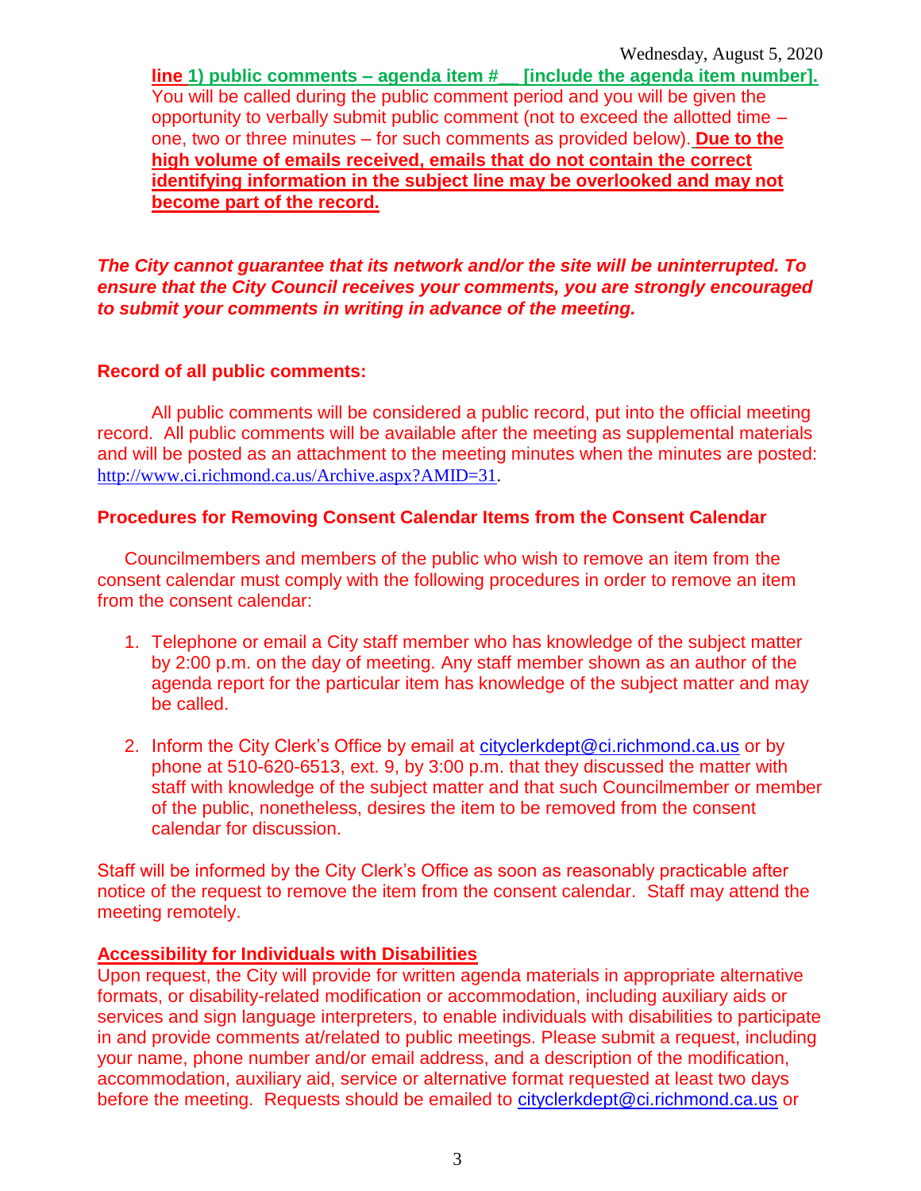**line 1) public comments – agenda item #__ [include the agenda item number].** You will be called during the public comment period and you will be given the opportunity to verbally submit public comment (not to exceed the allotted time – one, two or three minutes – for such comments as provided below). **Due to the high volume of emails received, emails that do not contain the correct identifying information in the subject line may be overlooked and may not become part of the record.**

***The City cannot guarantee that its network and/or the site will be uninterrupted. To ensure that the City Council receives your comments, you are strongly encouraged to submit your comments in writing in advance of the meeting.***

**Record of all public comments:**

All public comments will be considered a public record, put into the official meeting record. All public comments will be available after the meeting as supplemental materials and will be posted as an attachment to the meeting minutes when the minutes are posted: http://www.ci.richmond.ca.us/Archive.aspx?AMID=31.

**Procedures for Removing Consent Calendar Items from the Consent Calendar**

Councilmembers and members of the public who wish to remove an item from the consent calendar must comply with the following procedures in order to remove an item from the consent calendar:

1. Telephone or email a City staff member who has knowledge of the subject matter by 2:00 p.m. on the day of meeting. Any staff member shown as an author of the agenda report for the particular item has knowledge of the subject matter and may be called.

2. Inform the City Clerk's Office by email at cityclerkdept@ci.richmond.ca.us or by phone at 510-620-6513, ext. 9, by 3:00 p.m. that they discussed the matter with staff with knowledge of the subject matter and that such Councilmember or member of the public, nonetheless, desires the item to be removed from the consent calendar for discussion.

Staff will be informed by the City Clerk's Office as soon as reasonably practicable after notice of the request to remove the item from the consent calendar. Staff may attend the meeting remotely.

**Accessibility for Individuals with Disabilities**

Upon request, the City will provide for written agenda materials in appropriate alternative formats, or disability-related modification or accommodation, including auxiliary aids or services and sign language interpreters, to enable individuals with disabilities to participate in and provide comments at/related to public meetings. Please submit a request, including your name, phone number and/or email address, and a description of the modification, accommodation, auxiliary aid, service or alternative format requested at least two days before the meeting. Requests should be emailed to cityclerkdept@ci.richmond.ca.us or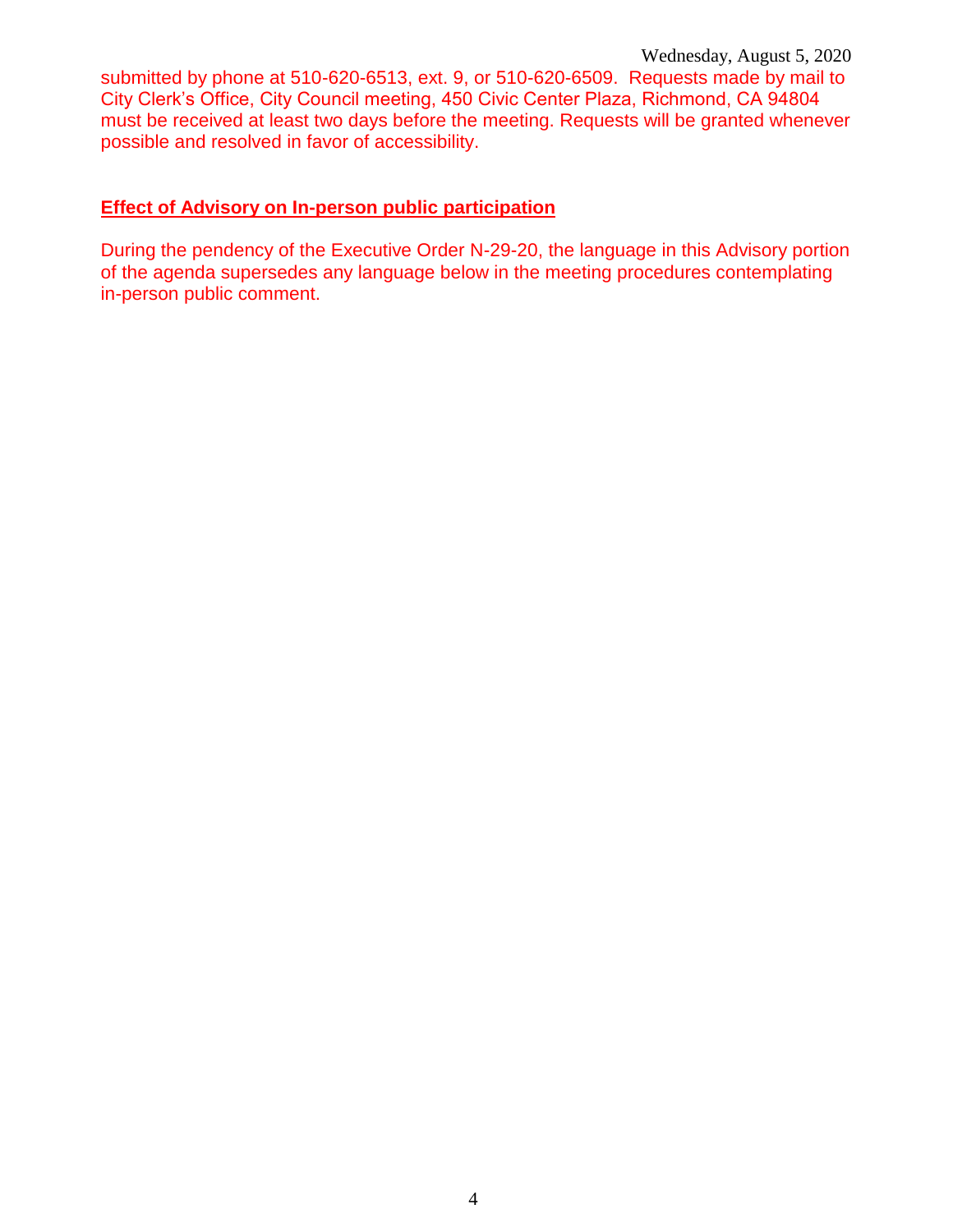submitted by phone at 510-620-6513, ext. 9, or 510-620-6509. Requests made by mail to City Clerk's Office, City Council meeting, 450 Civic Center Plaza, Richmond, CA 94804 must be received at least two days before the meeting. Requests will be granted whenever possible and resolved in favor of accessibility.

**Effect of Advisory on In-person public participation**

During the pendency of the Executive Order N-29-20, the language in this Advisory portion of the agenda supersedes any language below in the meeting procedures contemplating in-person public comment.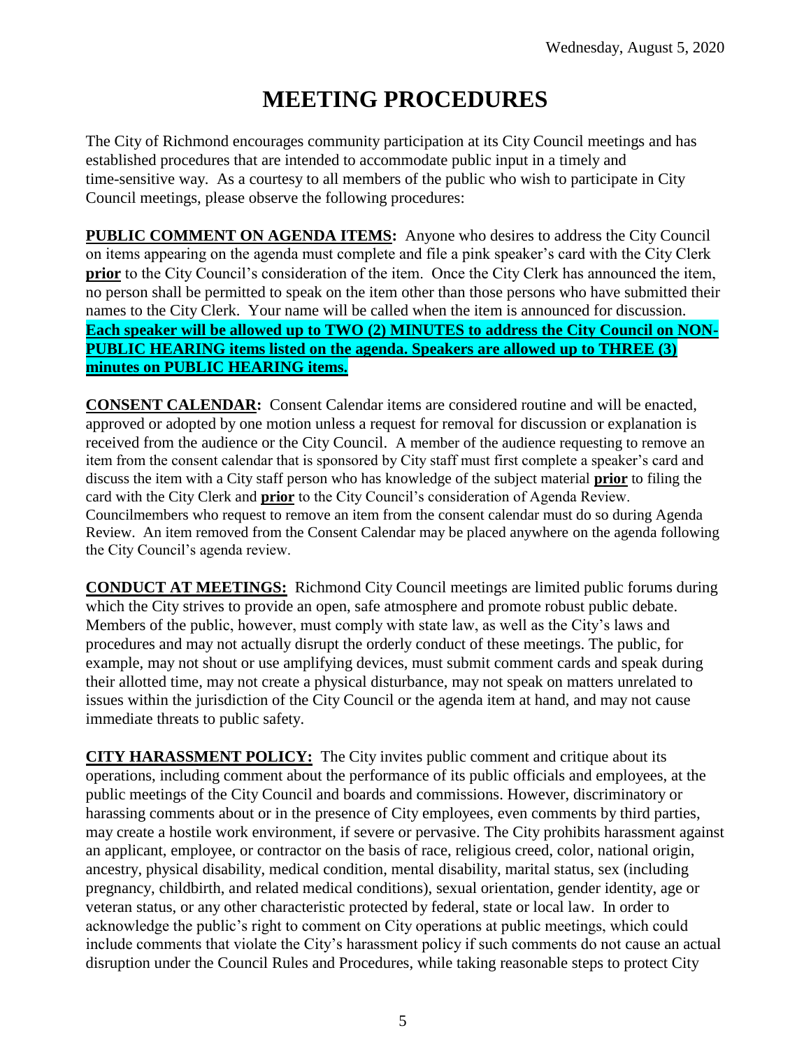# MEETING PROCEDURES

The City of Richmond encourages community participation at its City Council meetings and has established procedures that are intended to accommodate public input in a timely and time-sensitive way. As a courtesy to all members of the public who wish to participate in City Council meetings, please observe the following procedures:

**PUBLIC COMMENT ON AGENDA ITEMS:** Anyone who desires to address the City Council on items appearing on the agenda must complete and file a pink speaker's card with the City Clerk **prior** to the City Council's consideration of the item. Once the City Clerk has announced the item, no person shall be permitted to speak on the item other than those persons who have submitted their names to the City Clerk. Your name will be called when the item is announced for discussion. **Each speaker will be allowed up to TWO (2) MINUTES to address the City Council on NON-PUBLIC HEARING items listed on the agenda. Speakers are allowed up to THREE (3) minutes on PUBLIC HEARING items.**

**CONSENT CALENDAR:** Consent Calendar items are considered routine and will be enacted, approved or adopted by one motion unless a request for removal for discussion or explanation is received from the audience or the City Council. A member of the audience requesting to remove an item from the consent calendar that is sponsored by City staff must first complete a speaker's card and discuss the item with a City staff person who has knowledge of the subject material **prior** to filing the card with the City Clerk and **prior** to the City Council's consideration of Agenda Review. Councilmembers who request to remove an item from the consent calendar must do so during Agenda Review. An item removed from the Consent Calendar may be placed anywhere on the agenda following the City Council's agenda review.

**CONDUCT AT MEETINGS:** Richmond City Council meetings are limited public forums during which the City strives to provide an open, safe atmosphere and promote robust public debate. Members of the public, however, must comply with state law, as well as the City's laws and procedures and may not actually disrupt the orderly conduct of these meetings. The public, for example, may not shout or use amplifying devices, must submit comment cards and speak during their allotted time, may not create a physical disturbance, may not speak on matters unrelated to issues within the jurisdiction of the City Council or the agenda item at hand, and may not cause immediate threats to public safety.

**CITY HARASSMENT POLICY:** The City invites public comment and critique about its operations, including comment about the performance of its public officials and employees, at the public meetings of the City Council and boards and commissions. However, discriminatory or harassing comments about or in the presence of City employees, even comments by third parties, may create a hostile work environment, if severe or pervasive. The City prohibits harassment against an applicant, employee, or contractor on the basis of race, religious creed, color, national origin, ancestry, physical disability, medical condition, mental disability, marital status, sex (including pregnancy, childbirth, and related medical conditions), sexual orientation, gender identity, age or veteran status, or any other characteristic protected by federal, state or local law. In order to acknowledge the public's right to comment on City operations at public meetings, which could include comments that violate the City's harassment policy if such comments do not cause an actual disruption under the Council Rules and Procedures, while taking reasonable steps to protect City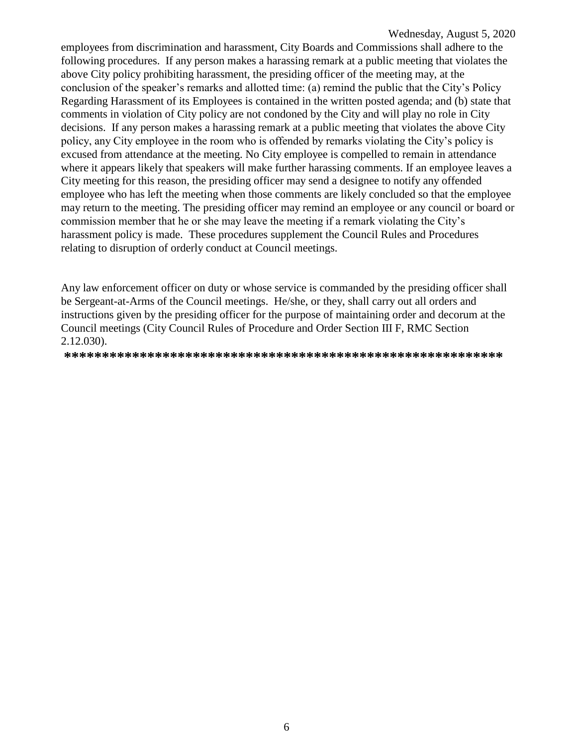employees from discrimination and harassment, City Boards and Commissions shall adhere to the following procedures. If any person makes a harassing remark at a public meeting that violates the above City policy prohibiting harassment, the presiding officer of the meeting may, at the conclusion of the speaker's remarks and allotted time: (a) remind the public that the City's Policy Regarding Harassment of its Employees is contained in the written posted agenda; and (b) state that comments in violation of City policy are not condoned by the City and will play no role in City decisions. If any person makes a harassing remark at a public meeting that violates the above City policy, any City employee in the room who is offended by remarks violating the City's policy is excused from attendance at the meeting. No City employee is compelled to remain in attendance where it appears likely that speakers will make further harassing comments. If an employee leaves a City meeting for this reason, the presiding officer may send a designee to notify any offended employee who has left the meeting when those comments are likely concluded so that the employee may return to the meeting. The presiding officer may remind an employee or any council or board or commission member that he or she may leave the meeting if a remark violating the City's harassment policy is made. These procedures supplement the Council Rules and Procedures relating to disruption of orderly conduct at Council meetings.

Any law enforcement officer on duty or whose service is commanded by the presiding officer shall be Sergeant-at-Arms of the Council meetings. He/she, or they, shall carry out all orders and instructions given by the presiding officer for the purpose of maintaining order and decorum at the Council meetings (City Council Rules of Procedure and Order Section III F, RMC Section 2.12.030).

**\*\*\*\*\*\*\*\*\*\*\*\*\*\*\*\*\*\*\*\*\*\*\*\*\*\*\*\*\*\*\*\*\*\*\*\*\*\*\*\*\*\*\*\*\*\*\*\*\*\*\*\*\*\*\*\*\*\***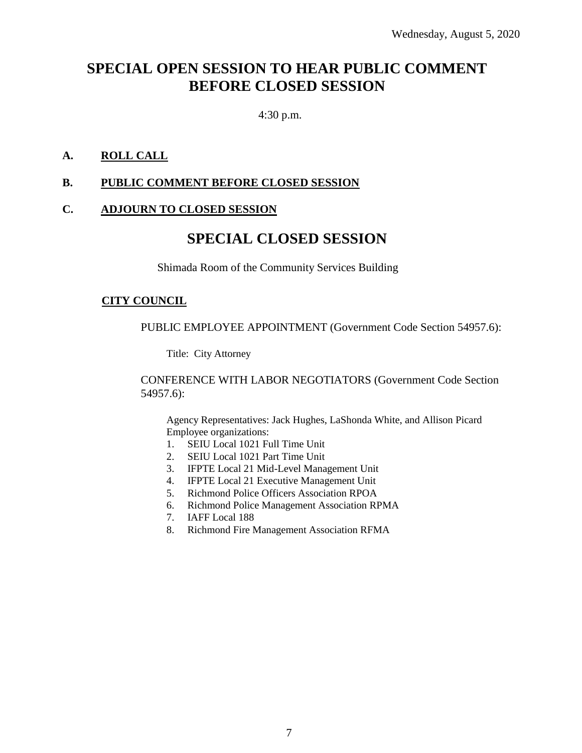Wednesday, August 5, 2020

# SPECIAL OPEN SESSION TO HEAR PUBLIC COMMENT BEFORE CLOSED SESSION

4:30 p.m.

**A. ROLL CALL**

**B. PUBLIC COMMENT BEFORE CLOSED SESSION**

**C. ADJOURN TO CLOSED SESSION**

# SPECIAL CLOSED SESSION

Shimada Room of the Community Services Building

**CITY COUNCIL**

PUBLIC EMPLOYEE APPOINTMENT (Government Code Section 54957.6):

Title: City Attorney

CONFERENCE WITH LABOR NEGOTIATORS (Government Code Section 54957.6):

Agency Representatives: Jack Hughes, LaShonda White, and Allison Picard
Employee organizations:

1. SEIU Local 1021 Full Time Unit
2. SEIU Local 1021 Part Time Unit
3. IFPTE Local 21 Mid-Level Management Unit
4. IFPTE Local 21 Executive Management Unit
5. Richmond Police Officers Association RPOA
6. Richmond Police Management Association RPMA
7. IAFF Local 188
8. Richmond Fire Management Association RFMA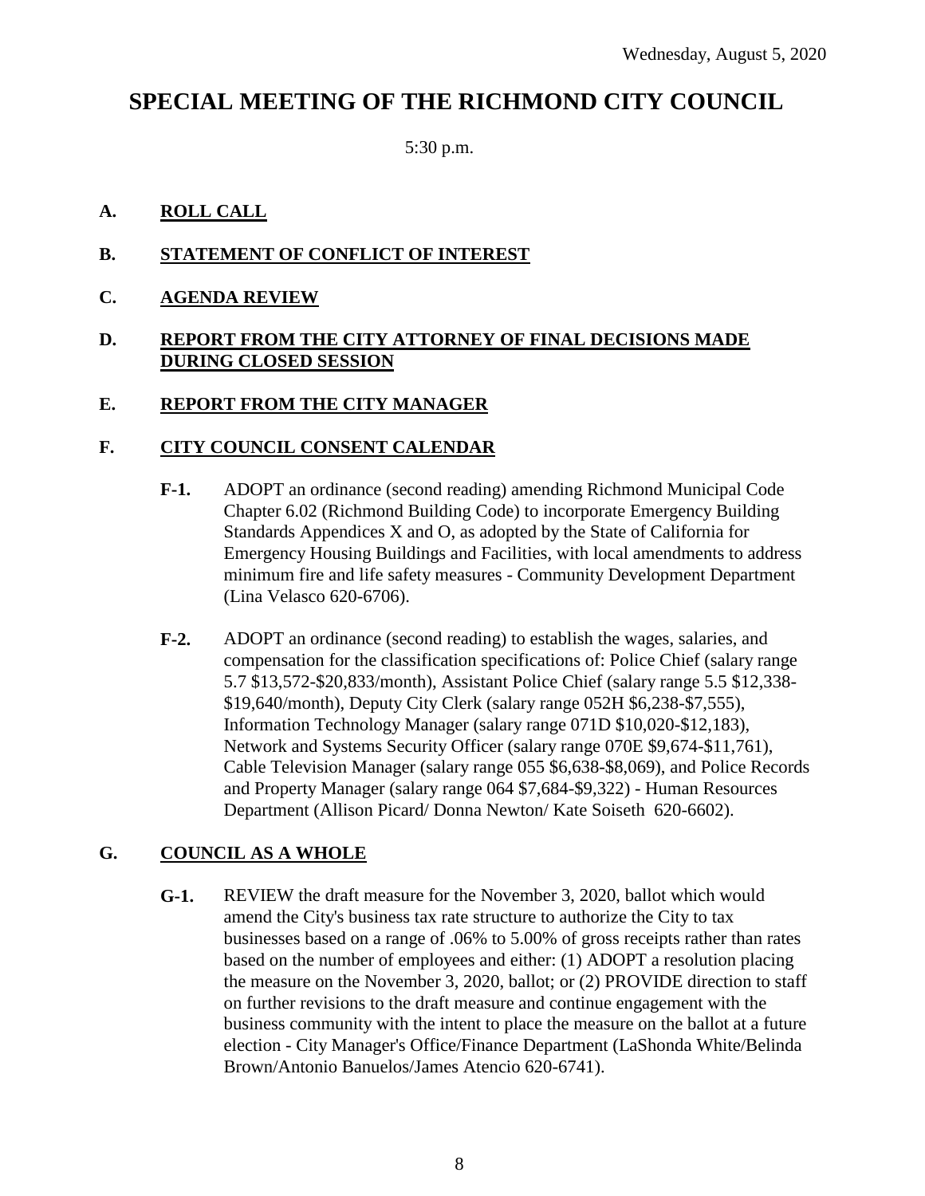Wednesday, August 5, 2020

# SPECIAL MEETING OF THE RICHMOND CITY COUNCIL

5:30 p.m.

## A. ROLL CALL

## B. STATEMENT OF CONFLICT OF INTEREST

## C. AGENDA REVIEW

## D. REPORT FROM THE CITY ATTORNEY OF FINAL DECISIONS MADE DURING CLOSED SESSION

## E. REPORT FROM THE CITY MANAGER

## F. CITY COUNCIL CONSENT CALENDAR

**F-1.** ADOPT an ordinance (second reading) amending Richmond Municipal Code Chapter 6.02 (Richmond Building Code) to incorporate Emergency Building Standards Appendices X and O, as adopted by the State of California for Emergency Housing Buildings and Facilities, with local amendments to address minimum fire and life safety measures - Community Development Department (Lina Velasco 620-6706).

**F-2.** ADOPT an ordinance (second reading) to establish the wages, salaries, and compensation for the classification specifications of: Police Chief (salary range 5.7 $13,572-$20,833/month), Assistant Police Chief (salary range 5.5 $12,338-$19,640/month), Deputy City Clerk (salary range 052H $6,238-$7,555), Information Technology Manager (salary range 071D $10,020-$12,183), Network and Systems Security Officer (salary range 070E $9,674-$11,761), Cable Television Manager (salary range 055 $6,638-$8,069), and Police Records and Property Manager (salary range 064 $7,684-$9,322) - Human Resources Department (Allison Picard/ Donna Newton/ Kate Soiseth 620-6602).

## G. COUNCIL AS A WHOLE

**G-1.** REVIEW the draft measure for the November 3, 2020, ballot which would amend the City's business tax rate structure to authorize the City to tax businesses based on a range of .06% to 5.00% of gross receipts rather than rates based on the number of employees and either: (1) ADOPT a resolution placing the measure on the November 3, 2020, ballot; or (2) PROVIDE direction to staff on further revisions to the draft measure and continue engagement with the business community with the intent to place the measure on the ballot at a future election - City Manager's Office/Finance Department (LaShonda White/Belinda Brown/Antonio Banuelos/James Atencio 620-6741).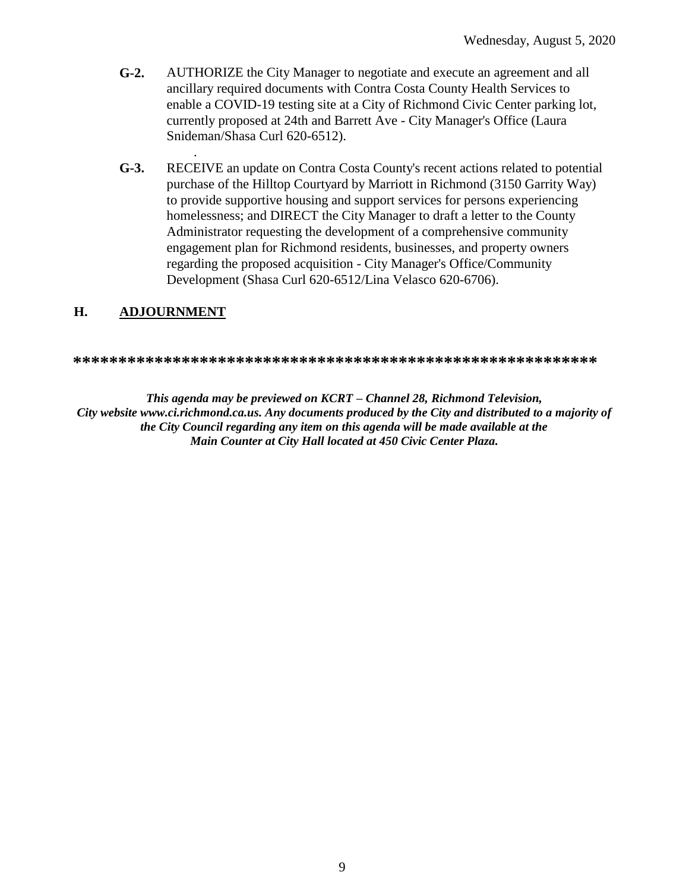**G-2.** AUTHORIZE the City Manager to negotiate and execute an agreement and all ancillary required documents with Contra Costa County Health Services to enable a COVID-19 testing site at a City of Richmond Civic Center parking lot, currently proposed at 24th and Barrett Ave - City Manager's Office (Laura Snideman/Shasa Curl 620-6512).

.

**G-3.** RECEIVE an update on Contra Costa County's recent actions related to potential purchase of the Hilltop Courtyard by Marriott in Richmond (3150 Garrity Way) to provide supportive housing and support services for persons experiencing homelessness; and DIRECT the City Manager to draft a letter to the County Administrator requesting the development of a comprehensive community engagement plan for Richmond residents, businesses, and property owners regarding the proposed acquisition - City Manager's Office/Community Development (Shasa Curl 620-6512/Lina Velasco 620-6706).

## H. ADJOURNMENT

**********************************************************

***This agenda may be previewed on KCRT – Channel 28, Richmond Television, City website www.ci.richmond.ca.us. Any documents produced by the City and distributed to a majority of the City Council regarding any item on this agenda will be made available at the Main Counter at City Hall located at 450 Civic Center Plaza.***